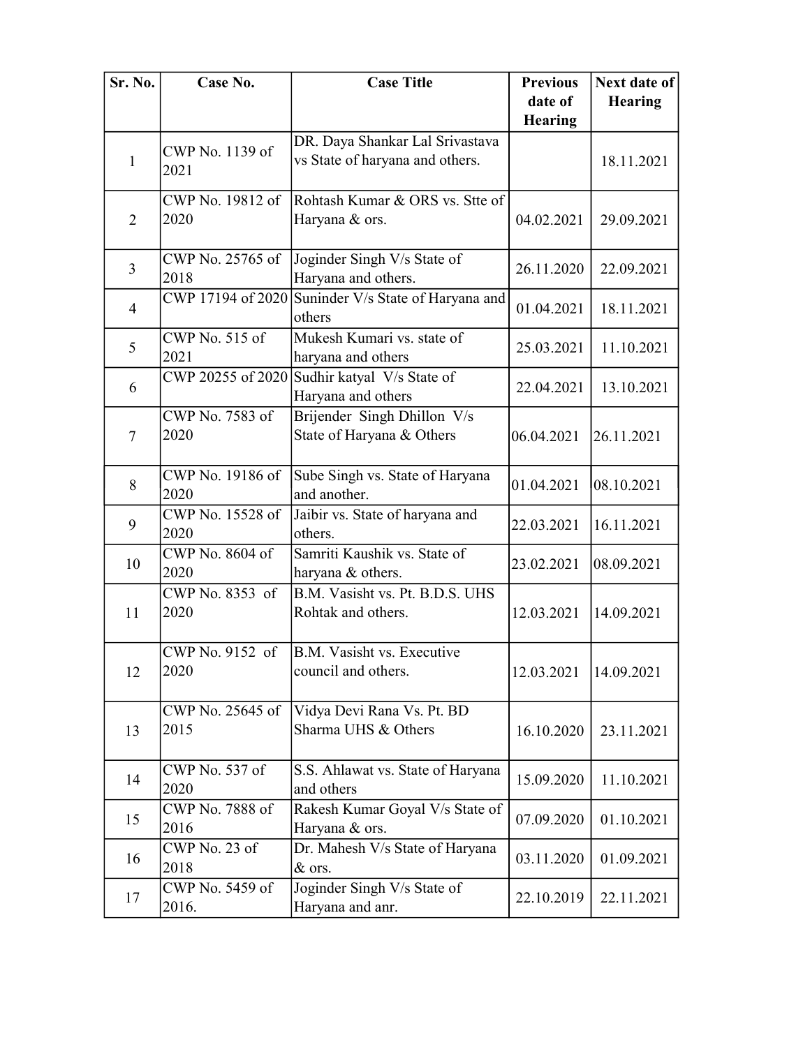| Sr. No. | Case No. | Case Title | Previous date of Hearing | Next date of Hearing |
|---|---|---|---|---|
| 1 | CWP No. 1139 of 2021 | DR. Daya Shankar Lal Srivastava vs State of haryana and others. | | 18.11.2021 |
| 2 | CWP No. 19812 of 2020 | Rohtash Kumar & ORS vs. Stte of Haryana & ors. | 04.02.2021 | 29.09.2021 |
| 3 | CWP No. 25765 of 2018 | Joginder Singh V/s State of Haryana and others. | 26.11.2020 | 22.09.2021 |
| 4 | CWP 17194 of 2020 | Suninder V/s State of Haryana and others | 01.04.2021 | 18.11.2021 |
| 5 | CWP No. 515 of 2021 | Mukesh Kumari vs. state of haryana and others | 25.03.2021 | 11.10.2021 |
| 6 | CWP 20255 of 2020 | Sudhir katyal V/s State of Haryana and others | 22.04.2021 | 13.10.2021 |
| 7 | CWP No. 7583 of 2020 | Brijender Singh Dhillon V/s State of Haryana & Others | 06.04.2021 | 26.11.2021 |
| 8 | CWP No. 19186 of 2020 | Sube Singh vs. State of Haryana and another. | 01.04.2021 | 08.10.2021 |
| 9 | CWP No. 15528 of 2020 | Jaibir vs. State of haryana and others. | 22.03.2021 | 16.11.2021 |
| 10 | CWP No. 8604 of 2020 | Samriti Kaushik vs. State of haryana & others. | 23.02.2021 | 08.09.2021 |
| 11 | CWP No. 8353 of 2020 | B.M. Vasisht vs. Pt. B.D.S. UHS Rohtak and others. | 12.03.2021 | 14.09.2021 |
| 12 | CWP No. 9152 of 2020 | B.M. Vasisht vs. Executive council and others. | 12.03.2021 | 14.09.2021 |
| 13 | CWP No. 25645 of 2015 | Vidya Devi Rana Vs. Pt. BD Sharma UHS & Others | 16.10.2020 | 23.11.2021 |
| 14 | CWP No. 537 of 2020 | S.S. Ahlawat vs. State of Haryana and others | 15.09.2020 | 11.10.2021 |
| 15 | CWP No. 7888 of 2016 | Rakesh Kumar Goyal V/s State of Haryana & ors. | 07.09.2020 | 01.10.2021 |
| 16 | CWP No. 23 of 2018 | Dr. Mahesh V/s State of Haryana & ors. | 03.11.2020 | 01.09.2021 |
| 17 | CWP No. 5459 of 2016. | Joginder Singh V/s State of Haryana and anr. | 22.10.2019 | 22.11.2021 |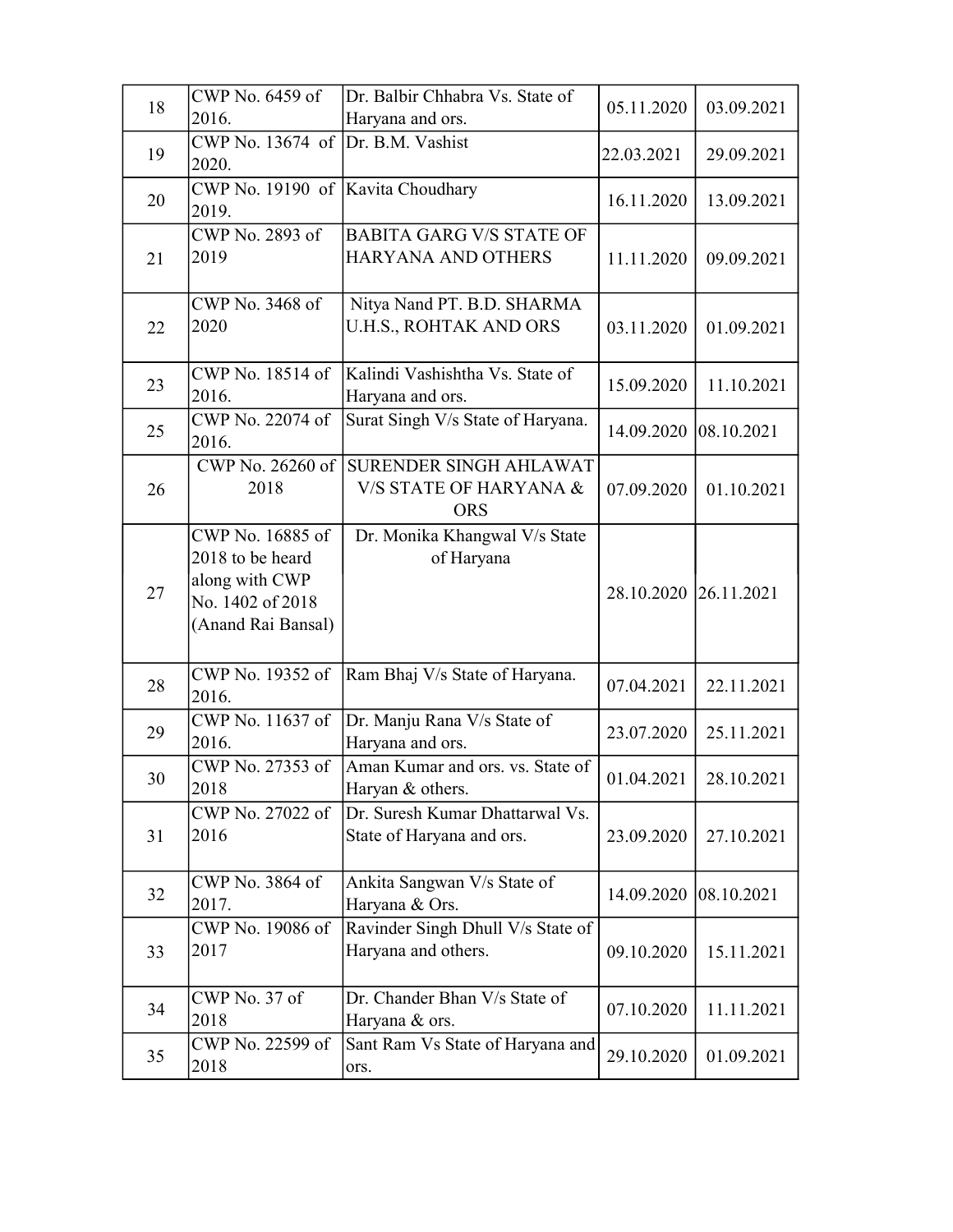| 18 | CWP No. 6459 of 2016. | Dr. Balbir Chhabra Vs. State of Haryana and ors. | 05.11.2020 | 03.09.2021 |
|---|---|---|---|---|
| 19 | CWP No. 13674 of 2020. | Dr. B.M. Vashist | 22.03.2021 | 29.09.2021 |
| 20 | CWP No. 19190 of 2019. | Kavita Choudhary | 16.11.2020 | 13.09.2021 |
| 21 | CWP No. 2893 of 2019 | BABITA GARG V/S STATE OF HARYANA AND OTHERS | 11.11.2020 | 09.09.2021 |
| 22 | CWP No. 3468 of 2020 | Nitya Nand PT. B.D. SHARMA U.H.S., ROHTAK AND ORS | 03.11.2020 | 01.09.2021 |
| 23 | CWP No. 18514 of 2016. | Kalindi Vashishtha Vs. State of Haryana and ors. | 15.09.2020 | 11.10.2021 |
| 25 | CWP No. 22074 of 2016. | Surat Singh V/s State of Haryana. | 14.09.2020 | 08.10.2021 |
| 26 | CWP No. 26260 of 2018 | SURENDER SINGH AHLAWAT V/S STATE OF HARYANA & ORS | 07.09.2020 | 01.10.2021 |
| 27 | CWP No. 16885 of 2018 to be heard along with CWP No. 1402 of 2018 (Anand Rai Bansal) | Dr. Monika Khangwal V/s State of Haryana | 28.10.2020 | 26.11.2021 |
| 28 | CWP No. 19352 of 2016. | Ram Bhaj V/s State of Haryana. | 07.04.2021 | 22.11.2021 |
| 29 | CWP No. 11637 of 2016. | Dr. Manju Rana V/s State of Haryana and ors. | 23.07.2020 | 25.11.2021 |
| 30 | CWP No. 27353 of 2018 | Aman Kumar and ors. vs. State of Haryan & others. | 01.04.2021 | 28.10.2021 |
| 31 | CWP No. 27022 of 2016 | Dr. Suresh Kumar Dhattarwal Vs. State of Haryana and ors. | 23.09.2020 | 27.10.2021 |
| 32 | CWP No. 3864 of 2017. | Ankita Sangwan V/s State of Haryana & Ors. | 14.09.2020 | 08.10.2021 |
| 33 | CWP No. 19086 of 2017 | Ravinder Singh Dhull V/s State of Haryana and others. | 09.10.2020 | 15.11.2021 |
| 34 | CWP No. 37 of 2018 | Dr. Chander Bhan V/s State of Haryana & ors. | 07.10.2020 | 11.11.2021 |
| 35 | CWP No. 22599 of 2018 | Sant Ram Vs State of Haryana and ors. | 29.10.2020 | 01.09.2021 |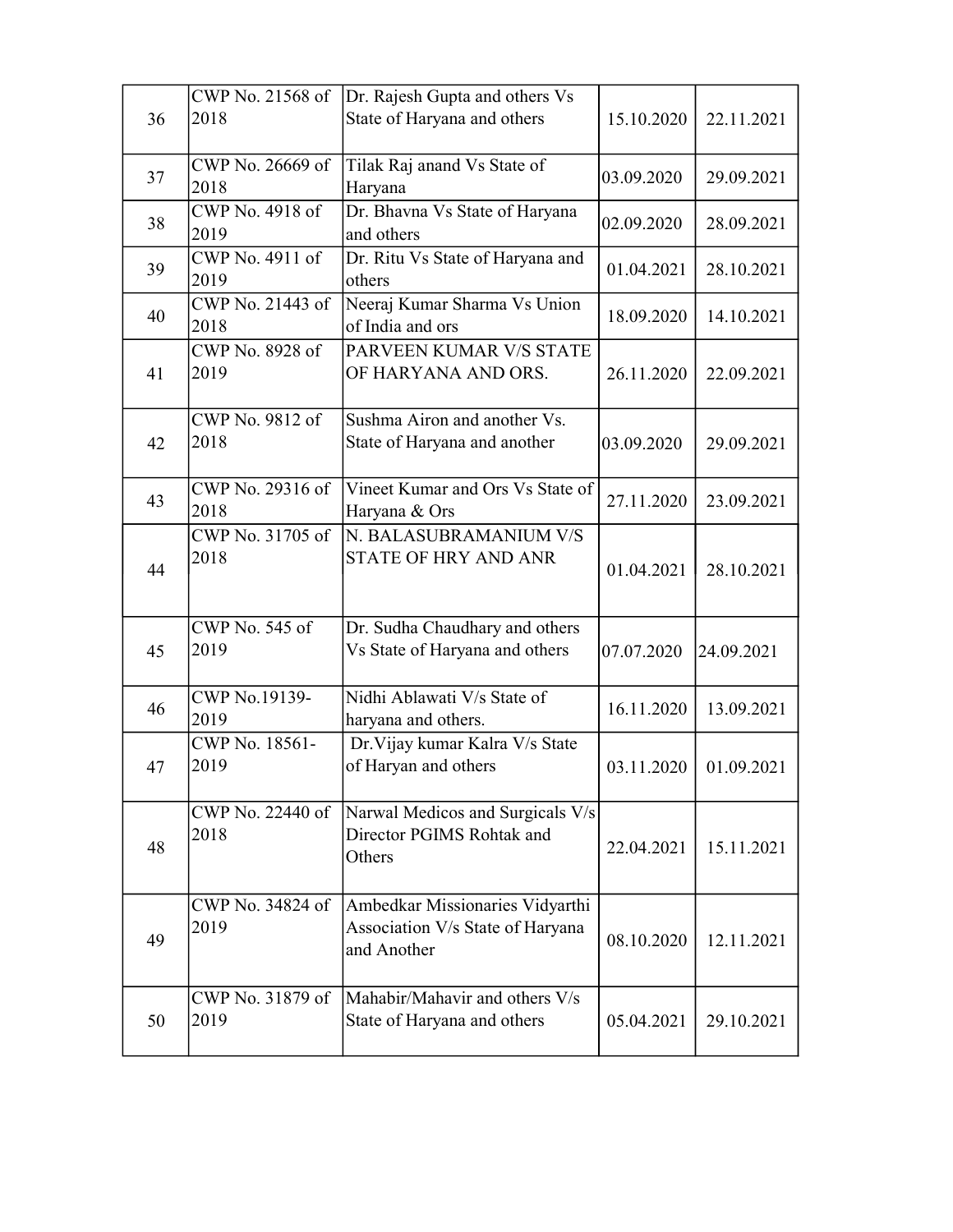| | | | | |
|---|---|---|---|---|
| 36 | CWP No. 21568 of 2018 | Dr. Rajesh Gupta and others Vs State of Haryana and others | 15.10.2020 | 22.11.2021 |
| 37 | CWP No. 26669 of 2018 | Tilak Raj anand Vs State of Haryana | 03.09.2020 | 29.09.2021 |
| 38 | CWP No. 4918 of 2019 | Dr. Bhavna Vs State of Haryana and others | 02.09.2020 | 28.09.2021 |
| 39 | CWP No. 4911 of 2019 | Dr. Ritu Vs State of Haryana and others | 01.04.2021 | 28.10.2021 |
| 40 | CWP No. 21443 of 2018 | Neeraj Kumar Sharma Vs Union of India and ors | 18.09.2020 | 14.10.2021 |
| 41 | CWP No. 8928 of 2019 | PARVEEN KUMAR V/S STATE OF HARYANA AND ORS. | 26.11.2020 | 22.09.2021 |
| 42 | CWP No. 9812 of 2018 | Sushma Airon and another Vs. State of Haryana and another | 03.09.2020 | 29.09.2021 |
| 43 | CWP No. 29316 of 2018 | Vineet Kumar and Ors Vs State of Haryana & Ors | 27.11.2020 | 23.09.2021 |
| 44 | CWP No. 31705 of 2018 | N. BALASUBRAMANIUM V/S STATE OF HRY AND ANR | 01.04.2021 | 28.10.2021 |
| 45 | CWP No. 545 of 2019 | Dr. Sudha Chaudhary and others Vs State of Haryana and others | 07.07.2020 | 24.09.2021 |
| 46 | CWP No.19139-2019 | Nidhi Ablawati V/s State of haryana and others. | 16.11.2020 | 13.09.2021 |
| 47 | CWP No. 18561-2019 | Dr.Vijay kumar Kalra V/s State of Haryan and others | 03.11.2020 | 01.09.2021 |
| 48 | CWP No. 22440 of 2018 | Narwal Medicos and Surgicals V/s Director PGIMS Rohtak and Others | 22.04.2021 | 15.11.2021 |
| 49 | CWP No. 34824 of 2019 | Ambedkar Missionaries Vidyarthi Association V/s State of Haryana and Another | 08.10.2020 | 12.11.2021 |
| 50 | CWP No. 31879 of 2019 | Mahabir/Mahavir and others V/s State of Haryana and others | 05.04.2021 | 29.10.2021 |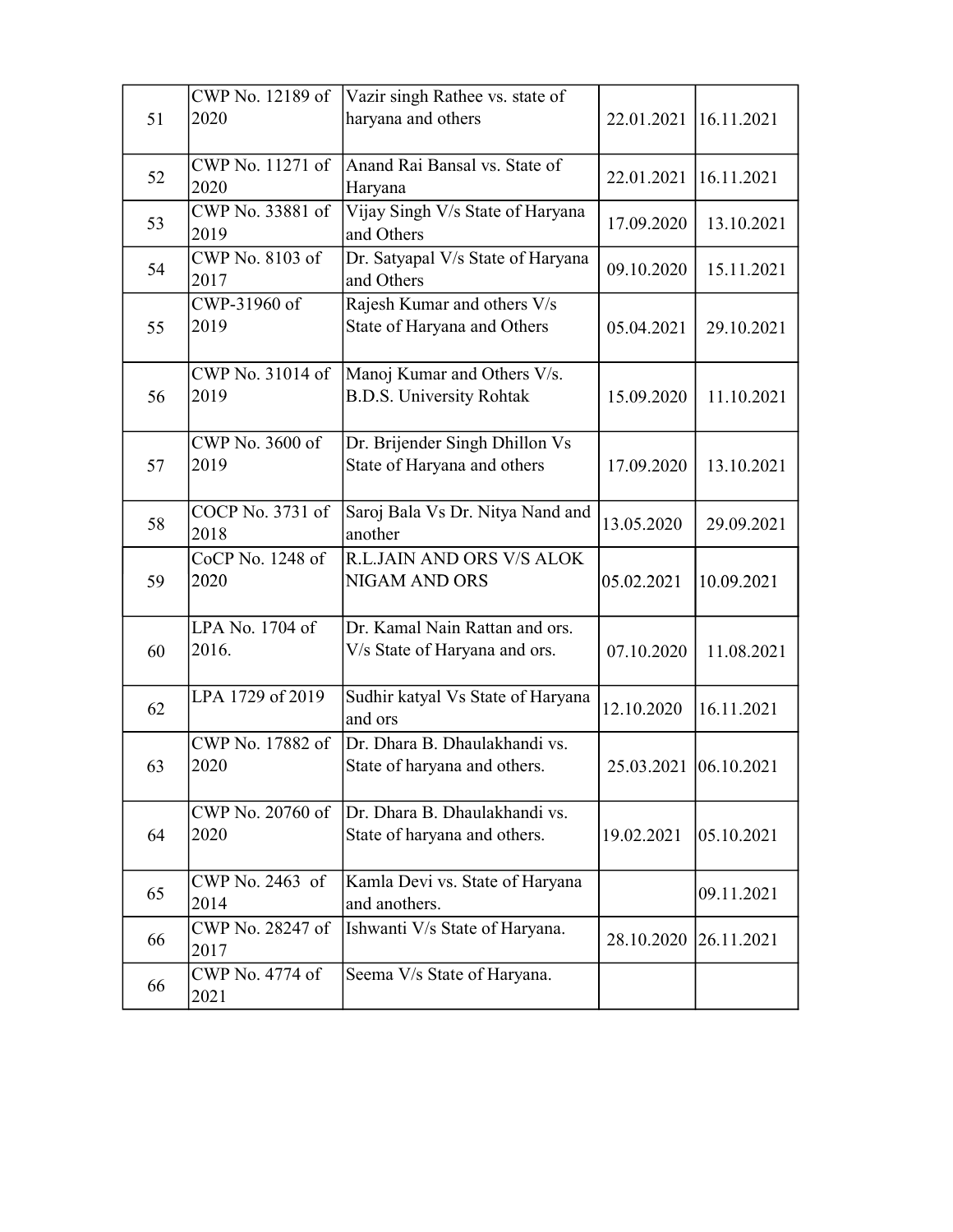| | | | | |
|---|---|---|---|---|
| 51 | CWP No. 12189 of 2020 | Vazir singh Rathee vs. state of haryana and others | 22.01.2021 | 16.11.2021 |
| 52 | CWP No. 11271 of 2020 | Anand Rai Bansal vs. State of Haryana | 22.01.2021 | 16.11.2021 |
| 53 | CWP No. 33881 of 2019 | Vijay Singh V/s State of Haryana and Others | 17.09.2020 | 13.10.2021 |
| 54 | CWP No. 8103 of 2017 | Dr. Satyapal V/s State of Haryana and Others | 09.10.2020 | 15.11.2021 |
| 55 | CWP-31960 of 2019 | Rajesh Kumar and others V/s State of Haryana and Others | 05.04.2021 | 29.10.2021 |
| 56 | CWP No. 31014 of 2019 | Manoj Kumar and Others V/s. B.D.S. University Rohtak | 15.09.2020 | 11.10.2021 |
| 57 | CWP No. 3600 of 2019 | Dr. Brijender Singh Dhillon Vs State of Haryana and others | 17.09.2020 | 13.10.2021 |
| 58 | COCP No. 3731 of 2018 | Saroj Bala Vs Dr. Nitya Nand and another | 13.05.2020 | 29.09.2021 |
| 59 | CoCP No. 1248 of 2020 | R.L.JAIN AND ORS V/S ALOK NIGAM AND ORS | 05.02.2021 | 10.09.2021 |
| 60 | LPA No. 1704 of 2016. | Dr. Kamal Nain Rattan and ors. V/s State of Haryana and ors. | 07.10.2020 | 11.08.2021 |
| 62 | LPA 1729 of 2019 | Sudhir katyal Vs State of Haryana and ors | 12.10.2020 | 16.11.2021 |
| 63 | CWP No. 17882 of 2020 | Dr. Dhara B. Dhaulakhandi vs. State of haryana and others. | 25.03.2021 | 06.10.2021 |
| 64 | CWP No. 20760 of 2020 | Dr. Dhara B. Dhaulakhandi vs. State of haryana and others. | 19.02.2021 | 05.10.2021 |
| 65 | CWP No. 2463 of 2014 | Kamla Devi vs. State of Haryana and anothers. | | 09.11.2021 |
| 66 | CWP No. 28247 of 2017 | Ishwanti V/s State of Haryana. | 28.10.2020 | 26.11.2021 |
| 66 | CWP No. 4774 of 2021 | Seema V/s State of Haryana. | | |